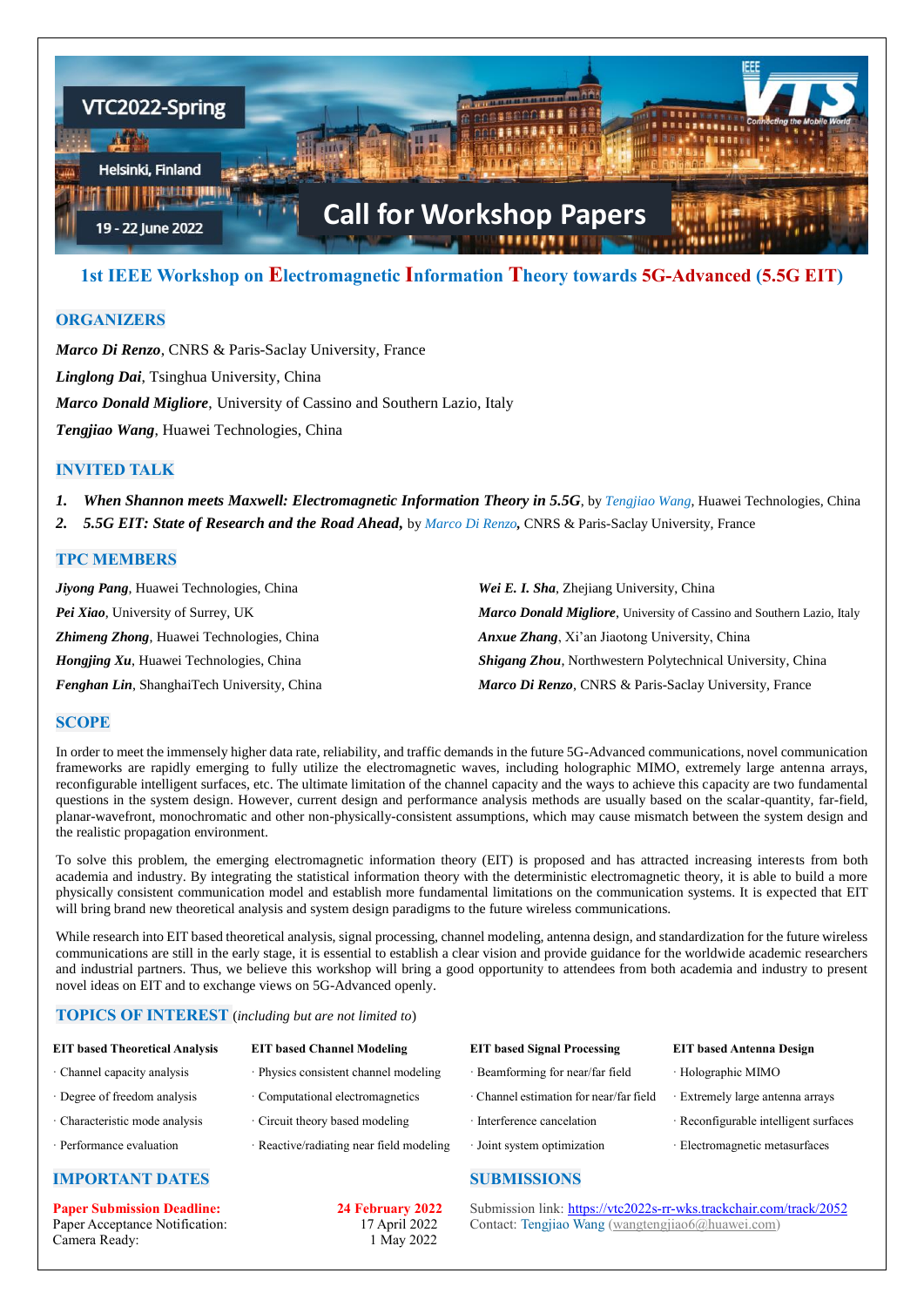VTC2022-Spring

Helsinki, Finland

19 - 22 June 2022

Call for Workshop Papers

# 1st IEEE Workshop on Electromagnetic Information Theory towards 5G-Advanced (5.5G EIT)

## ORGANIZERS

***Marco Di Renzo***, CNRS & Paris-Saclay University, France

***Linglong Dai***, Tsinghua University, China

***Marco Donald Migliore***, University of Cassino and Southern Lazio, Italy

***Tengjiao Wang***, Huawei Technologies, China

## INVITED TALK

1. ***When Shannon meets Maxwell: Electromagnetic Information Theory in 5.5G***, by *Tengjiao Wang*, Huawei Technologies, China
2. ***5.5G EIT: State of Research and the Road Ahead,*** by *Marco Di Renzo*, CNRS & Paris-Saclay University, France

## TPC MEMBERS

***Jiyong Pang***, Huawei Technologies, China

***Pei Xiao***, University of Surrey, UK

***Zhimeng Zhong***, Huawei Technologies, China

***Hongjing Xu***, Huawei Technologies, China

***Fenghan Lin***, ShanghaiTech University, China

***Wei E. I. Sha***, Zhejiang University, China

***Marco Donald Migliore***, University of Cassino and Southern Lazio, Italy

***Anxue Zhang***, Xi'an Jiaotong University, China

***Shigang Zhou***, Northwestern Polytechnical University, China

***Marco Di Renzo***, CNRS & Paris-Saclay University, France

## SCOPE

In order to meet the immensely higher data rate, reliability, and traffic demands in the future 5G-Advanced communications, novel communication frameworks are rapidly emerging to fully utilize the electromagnetic waves, including holographic MIMO, extremely large antenna arrays, reconfigurable intelligent surfaces, etc. The ultimate limitation of the channel capacity and the ways to achieve this capacity are two fundamental questions in the system design. However, current design and performance analysis methods are usually based on the scalar-quantity, far-field, planar-wavefront, monochromatic and other non-physically-consistent assumptions, which may cause mismatch between the system design and the realistic propagation environment.

To solve this problem, the emerging electromagnetic information theory (EIT) is proposed and has attracted increasing interests from both academia and industry. By integrating the statistical information theory with the deterministic electromagnetic theory, it is able to build a more physically consistent communication model and establish more fundamental limitations on the communication systems. It is expected that EIT will bring brand new theoretical analysis and system design paradigms to the future wireless communications.

While research into EIT based theoretical analysis, signal processing, channel modeling, antenna design, and standardization for the future wireless communications are still in the early stage, it is essential to establish a clear vision and provide guidance for the worldwide academic researchers and industrial partners. Thus, we believe this workshop will bring a good opportunity to attendees from both academia and industry to present novel ideas on EIT and to exchange views on 5G-Advanced openly.

## TOPICS OF INTEREST (*including but are not limited to*)

**EIT based Theoretical Analysis**
- Channel capacity analysis
- Degree of freedom analysis
- Characteristic mode analysis
- Performance evaluation

**EIT based Channel Modeling**
- Physics consistent channel modeling
- Computational electromagnetics
- Circuit theory based modeling
- Reactive/radiating near field modeling

**EIT based Signal Processing**
- Beamforming for near/far field
- Channel estimation for near/far field
- Interference cancelation
- Joint system optimization

**EIT based Antenna Design**
- Holographic MIMO
- Extremely large antenna arrays
- Reconfigurable intelligent surfaces
- Electromagnetic metasurfaces

## IMPORTANT DATES

| | |
|---|---|
| **Paper Submission Deadline:** | **24 February 2022** |
| Paper Acceptance Notification: | 17 April 2022 |
| Camera Ready: | 1 May 2022 |

## SUBMISSIONS

Submission link: https://vtc2022s-rr-wks.trackchair.com/track/2052

Contact: Tengjiao Wang (wangtengjiao6@huawei.com)